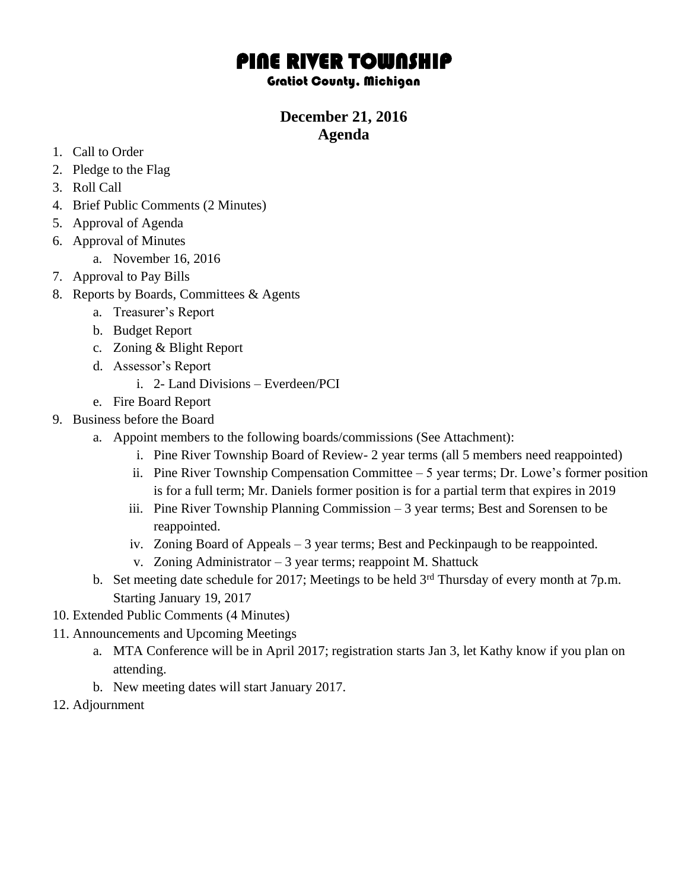# PINE RIVER TOWNSHIP

### Gratiot County, Michigan

## December 21, 2016
## Agenda

1. Call to Order
2. Pledge to the Flag
3. Roll Call
4. Brief Public Comments (2 Minutes)
5. Approval of Agenda
6. Approval of Minutes
    a. November 16, 2016
7. Approval to Pay Bills
8. Reports by Boards, Committees & Agents
    a. Treasurer's Report
    b. Budget Report
    c. Zoning & Blight Report
    d. Assessor's Report
        i. 2- Land Divisions – Everdeen/PCI
    e. Fire Board Report
9. Business before the Board
    a. Appoint members to the following boards/commissions (See Attachment):
        i. Pine River Township Board of Review- 2 year terms (all 5 members need reappointed)
        ii. Pine River Township Compensation Committee – 5 year terms; Dr. Lowe's former position is for a full term; Mr. Daniels former position is for a partial term that expires in 2019
        iii. Pine River Township Planning Commission – 3 year terms; Best and Sorensen to be reappointed.
        iv. Zoning Board of Appeals – 3 year terms; Best and Peckinpaugh to be reappointed.
        v. Zoning Administrator – 3 year terms; reappoint M. Shattuck
    b. Set meeting date schedule for 2017; Meetings to be held 3rd Thursday of every month at 7p.m. Starting January 19, 2017
10. Extended Public Comments (4 Minutes)
11. Announcements and Upcoming Meetings
    a. MTA Conference will be in April 2017; registration starts Jan 3, let Kathy know if you plan on attending.
    b. New meeting dates will start January 2017.
12. Adjournment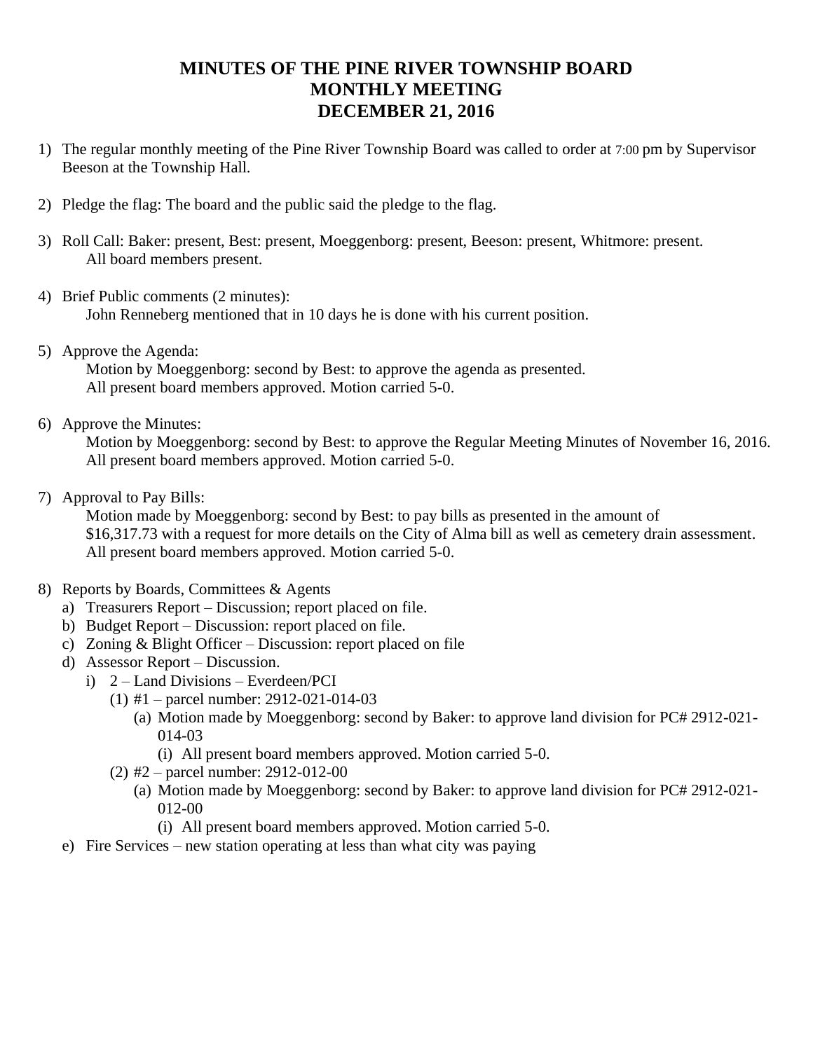# MINUTES OF THE PINE RIVER TOWNSHIP BOARD
# MONTHLY MEETING
# DECEMBER 21, 2016

1) The regular monthly meeting of the Pine River Township Board was called to order at 7:00 pm by Supervisor Beeson at the Township Hall.

2) Pledge the flag: The board and the public said the pledge to the flag.

3) Roll Call: Baker: present, Best: present, Moeggenborg: present, Beeson: present, Whitmore: present.
   All board members present.

4) Brief Public comments (2 minutes):
   John Renneberg mentioned that in 10 days he is done with his current position.

5) Approve the Agenda:
   Motion by Moeggenborg: second by Best: to approve the agenda as presented.
   All present board members approved. Motion carried 5-0.

6) Approve the Minutes:
   Motion by Moeggenborg: second by Best: to approve the Regular Meeting Minutes of November 16, 2016.
   All present board members approved. Motion carried 5-0.

7) Approval to Pay Bills:
   Motion made by Moeggenborg: second by Best: to pay bills as presented in the amount of $16,317.73 with a request for more details on the City of Alma bill as well as cemetery drain assessment.
   All present board members approved. Motion carried 5-0.

8) Reports by Boards, Committees & Agents
   a) Treasurers Report – Discussion; report placed on file.
   b) Budget Report – Discussion: report placed on file.
   c) Zoning & Blight Officer – Discussion: report placed on file
   d) Assessor Report – Discussion.
      i) 2 – Land Divisions – Everdeen/PCI
         (1) #1 – parcel number: 2912-021-014-03
            (a) Motion made by Moeggenborg: second by Baker: to approve land division for PC# 2912-021-014-03
               (i) All present board members approved. Motion carried 5-0.
         (2) #2 – parcel number: 2912-012-00
            (a) Motion made by Moeggenborg: second by Baker: to approve land division for PC# 2912-021-012-00
               (i) All present board members approved. Motion carried 5-0.
   e) Fire Services – new station operating at less than what city was paying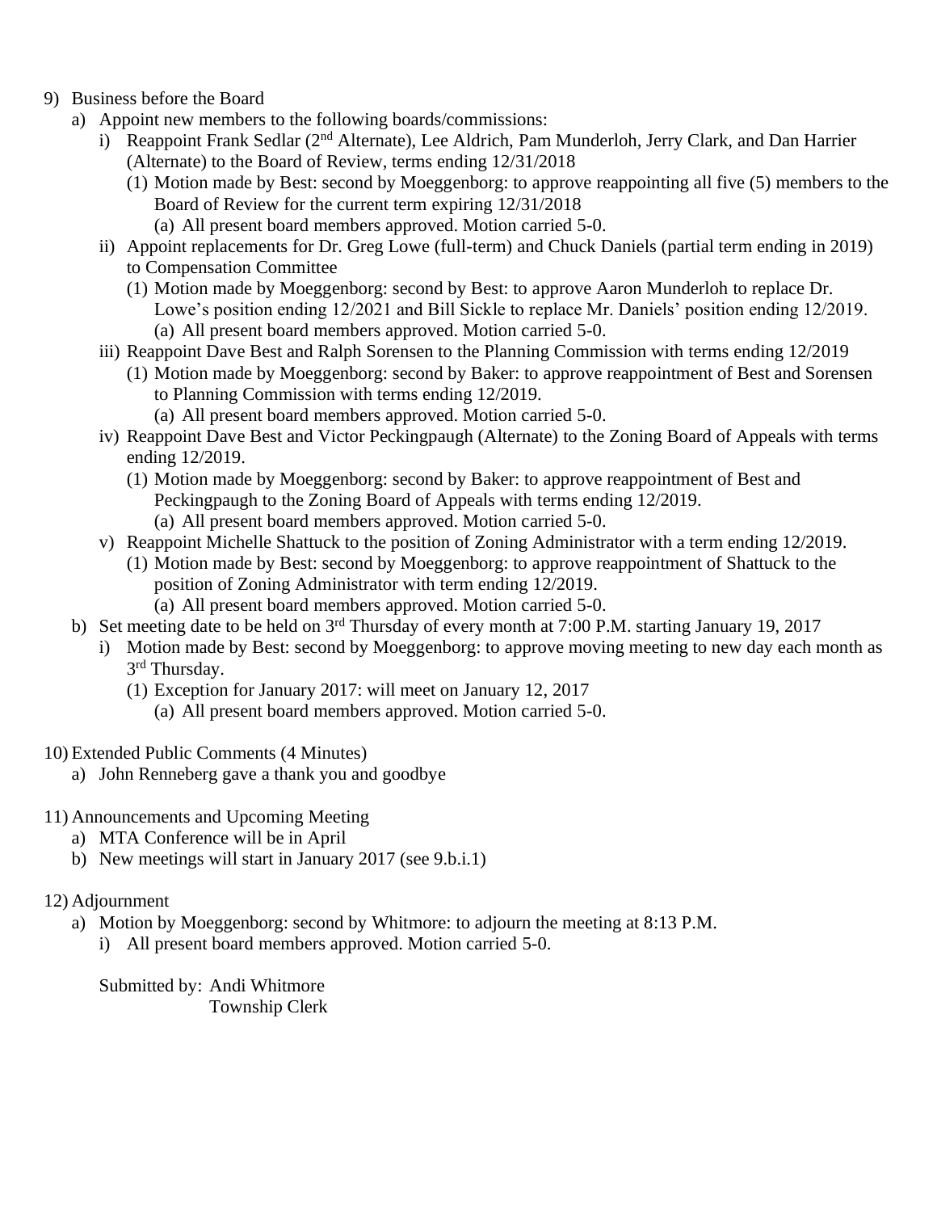9) Business before the Board
   a) Appoint new members to the following boards/commissions:
      i) Reappoint Frank Sedlar (2nd Alternate), Lee Aldrich, Pam Munderloh, Jerry Clark, and Dan Harrier (Alternate) to the Board of Review, terms ending 12/31/2018
         (1) Motion made by Best: second by Moeggenborg: to approve reappointing all five (5) members to the Board of Review for the current term expiring 12/31/2018
            (a) All present board members approved. Motion carried 5-0.
      ii) Appoint replacements for Dr. Greg Lowe (full-term) and Chuck Daniels (partial term ending in 2019) to Compensation Committee
         (1) Motion made by Moeggenborg: second by Best: to approve Aaron Munderloh to replace Dr. Lowe's position ending 12/2021 and Bill Sickle to replace Mr. Daniels' position ending 12/2019.
            (a) All present board members approved. Motion carried 5-0.
      iii) Reappoint Dave Best and Ralph Sorensen to the Planning Commission with terms ending 12/2019
         (1) Motion made by Moeggenborg: second by Baker: to approve reappointment of Best and Sorensen to Planning Commission with terms ending 12/2019.
            (a) All present board members approved. Motion carried 5-0.
      iv) Reappoint Dave Best and Victor Peckingpaugh (Alternate) to the Zoning Board of Appeals with terms ending 12/2019.
         (1) Motion made by Moeggenborg: second by Baker: to approve reappointment of Best and Peckingpaugh to the Zoning Board of Appeals with terms ending 12/2019.
            (a) All present board members approved. Motion carried 5-0.
      v) Reappoint Michelle Shattuck to the position of Zoning Administrator with a term ending 12/2019.
         (1) Motion made by Best: second by Moeggenborg: to approve reappointment of Shattuck to the position of Zoning Administrator with term ending 12/2019.
            (a) All present board members approved. Motion carried 5-0.
   b) Set meeting date to be held on 3rd Thursday of every month at 7:00 P.M. starting January 19, 2017
      i) Motion made by Best: second by Moeggenborg: to approve moving meeting to new day each month as 3rd Thursday.
         (1) Exception for January 2017: will meet on January 12, 2017
            (a) All present board members approved. Motion carried 5-0.

10) Extended Public Comments (4 Minutes)
   a) John Renneberg gave a thank you and goodbye

11) Announcements and Upcoming Meeting
   a) MTA Conference will be in April
   b) New meetings will start in January 2017 (see 9.b.i.1)

12) Adjournment
   a) Motion by Moeggenborg: second by Whitmore: to adjourn the meeting at 8:13 P.M.
      i) All present board members approved. Motion carried 5-0.

Submitted by: Andi Whitmore
Township Clerk